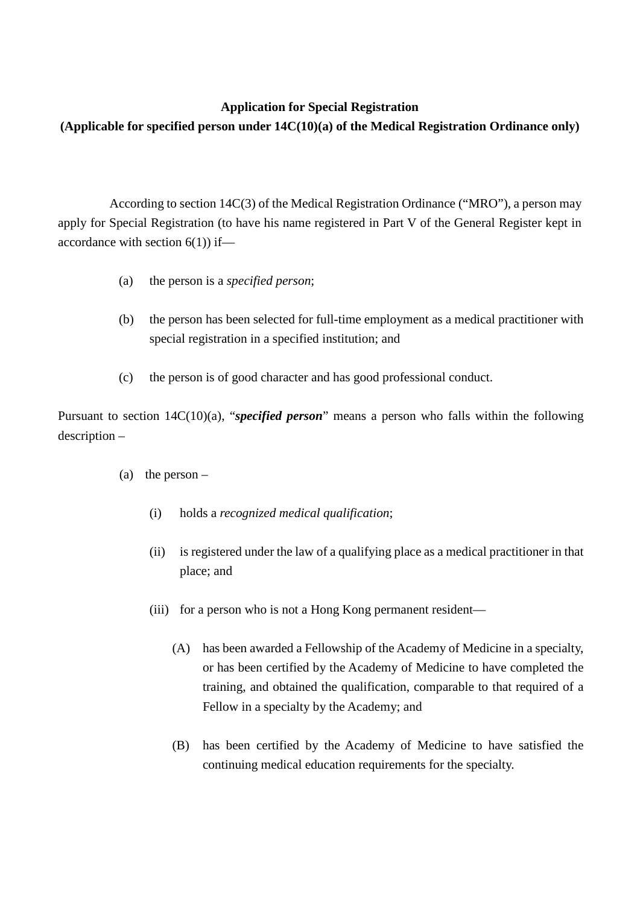**Application for Special Registration**
**(Applicable for specified person under 14C(10)(a) of the Medical Registration Ordinance only)**

According to section 14C(3) of the Medical Registration Ordinance ("MRO"), a person may apply for Special Registration (to have his name registered in Part V of the General Register kept in accordance with section 6(1)) if—

(a) the person is a *specified person*;

(b) the person has been selected for full-time employment as a medical practitioner with special registration in a specified institution; and

(c) the person is of good character and has good professional conduct.

Pursuant to section 14C(10)(a), "***specified person***" means a person who falls within the following description –

(a) the person –

  (i) holds a *recognized medical qualification*;

  (ii) is registered under the law of a qualifying place as a medical practitioner in that place; and

  (iii) for a person who is not a Hong Kong permanent resident—

    (A) has been awarded a Fellowship of the Academy of Medicine in a specialty, or has been certified by the Academy of Medicine to have completed the training, and obtained the qualification, comparable to that required of a Fellow in a specialty by the Academy; and

    (B) has been certified by the Academy of Medicine to have satisfied the continuing medical education requirements for the specialty.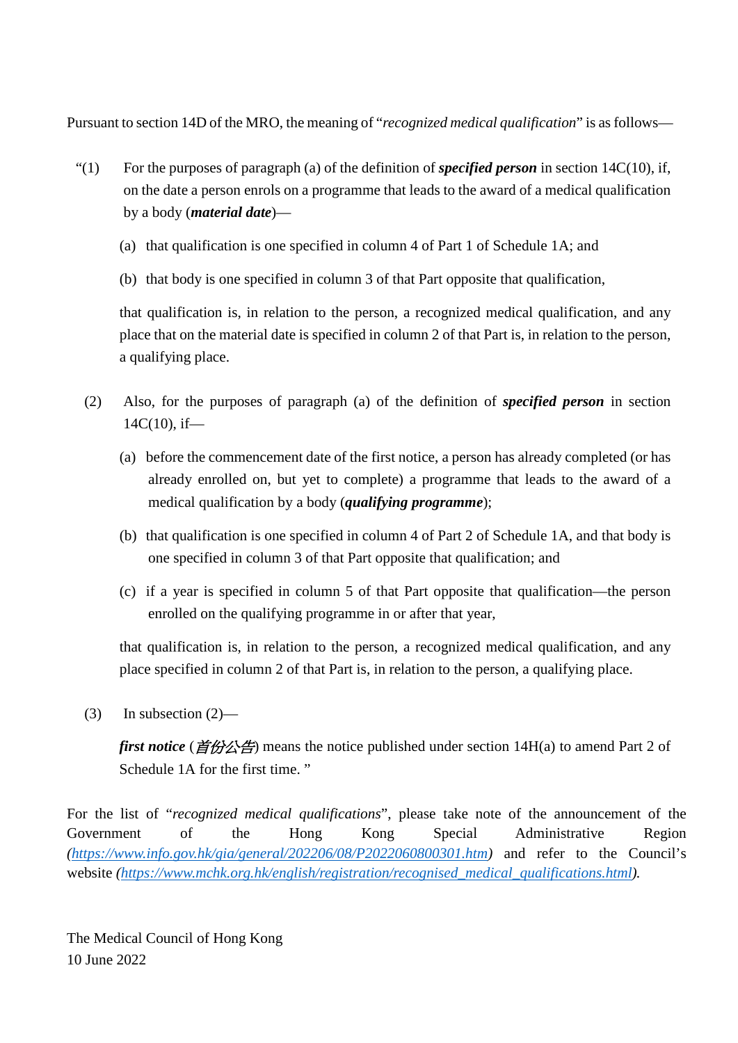Pursuant to section 14D of the MRO, the meaning of "*recognized medical qualification*" is as follows—

"(1) For the purposes of paragraph (a) of the definition of ***specified person*** in section 14C(10), if, on the date a person enrols on a programme that leads to the award of a medical qualification by a body (***material date***)—

(a) that qualification is one specified in column 4 of Part 1 of Schedule 1A; and

(b) that body is one specified in column 3 of that Part opposite that qualification,

that qualification is, in relation to the person, a recognized medical qualification, and any place that on the material date is specified in column 2 of that Part is, in relation to the person, a qualifying place.

(2) Also, for the purposes of paragraph (a) of the definition of ***specified person*** in section 14C(10), if—

(a) before the commencement date of the first notice, a person has already completed (or has already enrolled on, but yet to complete) a programme that leads to the award of a medical qualification by a body (***qualifying programme***);

(b) that qualification is one specified in column 4 of Part 2 of Schedule 1A, and that body is one specified in column 3 of that Part opposite that qualification; and

(c) if a year is specified in column 5 of that Part opposite that qualification—the person enrolled on the qualifying programme in or after that year,

that qualification is, in relation to the person, a recognized medical qualification, and any place specified in column 2 of that Part is, in relation to the person, a qualifying place.

(3) In subsection (2)—

***first notice*** (*首份公告*) means the notice published under section 14H(a) to amend Part 2 of Schedule 1A for the first time. "

For the list of "*recognized medical qualifications*", please take note of the announcement of the Government of the Hong Kong Special Administrative Region *(https://www.info.gov.hk/gia/general/202206/08/P2022060800301.htm)* and refer to the Council's website *(https://www.mchk.org.hk/english/registration/recognised_medical_qualifications.html).*

The Medical Council of Hong Kong
10 June 2022